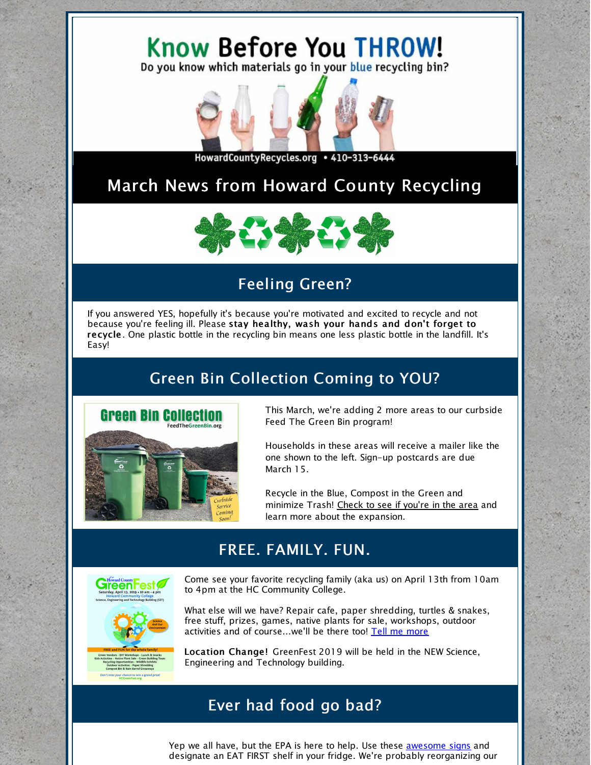# Know Before You THROW!

Do you know which materials go in your blue recycling bin?

HowardCountyRecycles.org • 410-313-6444

# March News from Howard County Recycling

## Feeling Green?

If you answered YES, hopefully it's because you're motivated and excited to recycle and not because you're feeling ill. Please **stay healthy, wash your hands and don't forget to recycle**. One plastic bottle in the recycling bin means one less plastic bottle in the landfill. It's Easy!

## Green Bin Collection Coming to YOU?

This March, we're adding 2 more areas to our curbside Feed The Green Bin program!

Households in these areas will receive a mailer like the one shown to the left. Sign-up postcards are due March 15.

Recycle in the Blue, Compost in the Green and minimize Trash! Check to see if you're in the area and learn more about the expansion.

## FREE. FAMILY. FUN.

Come see your favorite recycling family (aka us) on April 13th from 10am to 4pm at the HC Community College.

What else will we have? Repair cafe, paper shredding, turtles & snakes, free stuff, prizes, games, native plants for sale, workshops, outdoor activities and of course...we'll be there too! Tell me more

**Location Change!** GreenFest 2019 will be held in the NEW Science, Engineering and Technology building.

## Ever had food go bad?

Yep we all have, but the EPA is here to help. Use these awesome signs and designate an EAT FIRST shelf in your fridge. We're probably reorganizing our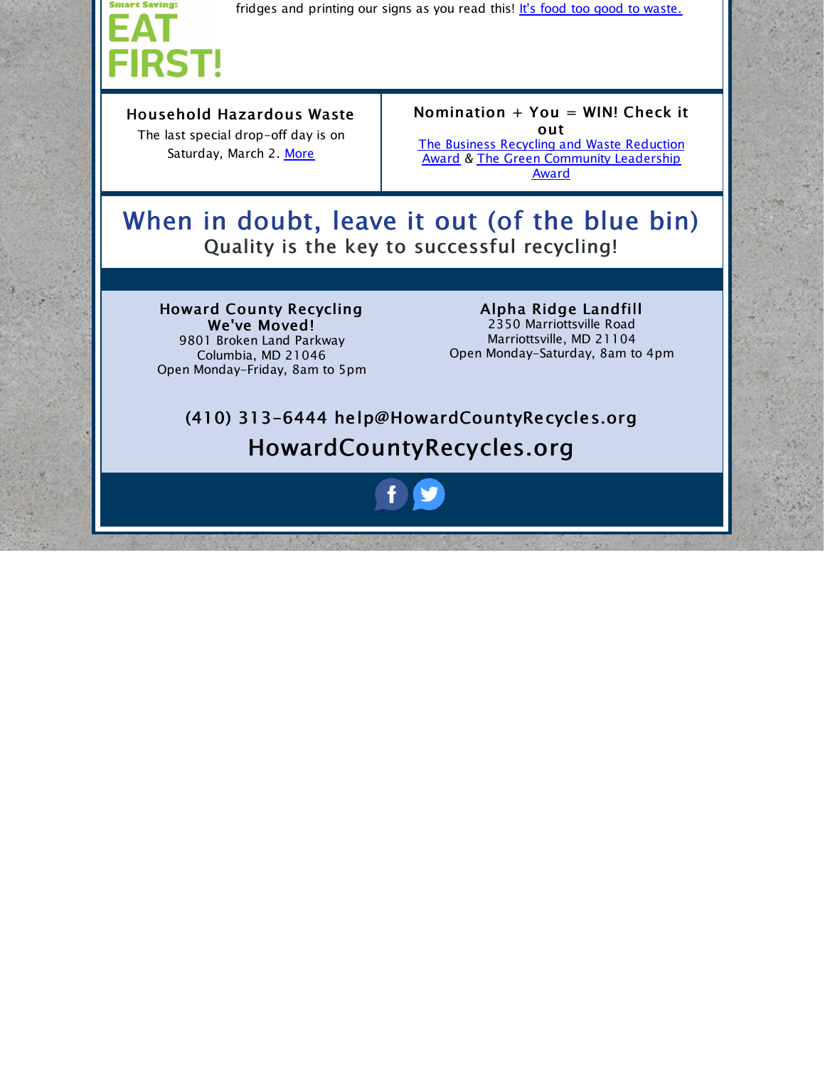Smart Saving: EAT FIRST!

fridges and printing our signs as you read this! It's food too good to waste.

**Household Hazardous Waste**

The last special drop-off day is on Saturday, March 2. More

**Nomination + You = WIN! Check it out**

The Business Recycling and Waste Reduction Award & The Green Community Leadership Award

## When in doubt, leave it out (of the blue bin)

### Quality is the key to successful recycling!

**Howard County Recycling**
**We've Moved!**
9801 Broken Land Parkway
Columbia, MD 21046
Open Monday-Friday, 8am to 5pm

**Alpha Ridge Landfill**
2350 Marriottsville Road
Marriottsville, MD 21104
Open Monday-Saturday, 8am to 4pm

**(410) 313-6444 help@HowardCountyRecycles.org**

**HowardCountyRecycles.org**